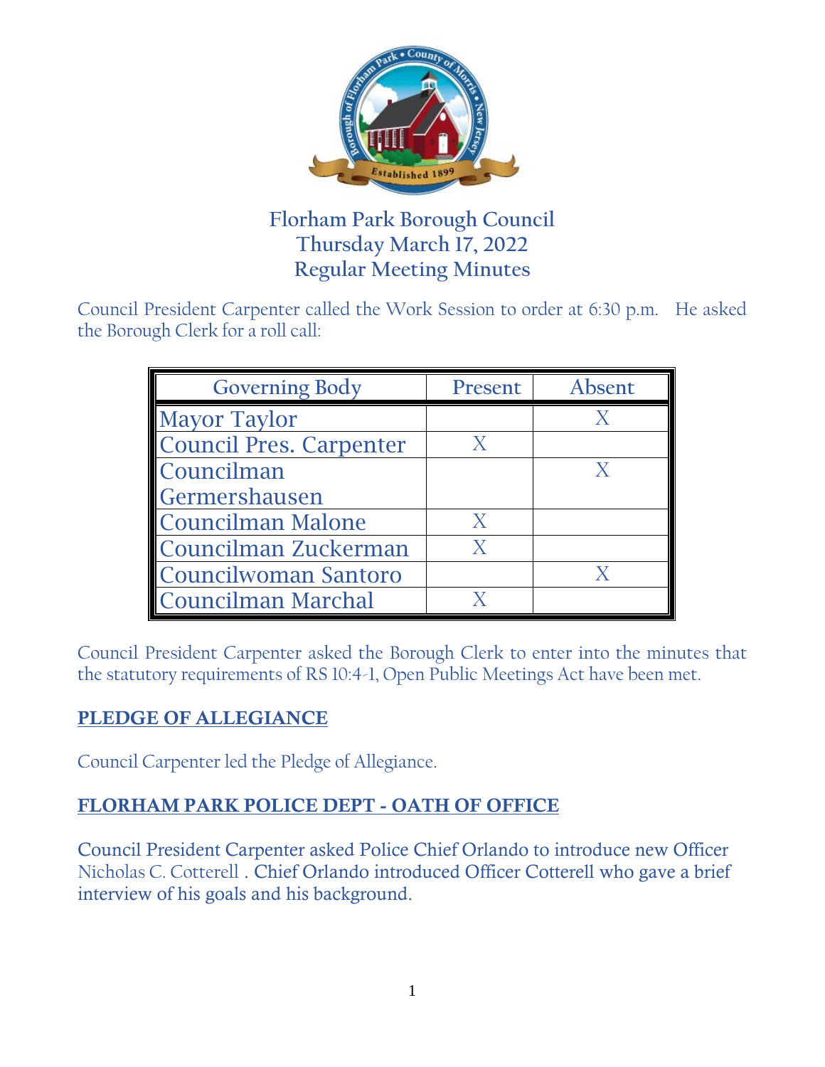# Florham Park Borough Council
## Thursday March 17, 2022
## Regular Meeting Minutes

Council President Carpenter called the Work Session to order at 6:30 p.m. He asked the Borough Clerk for a roll call:

| Governing Body | Present | Absent |
|---|---|---|
| Mayor Taylor | | X |
| Council Pres. Carpenter | X | |
| Councilman Germershausen | | X |
| Councilman Malone | X | |
| Councilman Zuckerman | X | |
| Councilwoman Santoro | | X |
| Councilman Marchal | X | |

Council President Carpenter asked the Borough Clerk to enter into the minutes that the statutory requirements of RS 10:4-1, Open Public Meetings Act have been met.

## PLEDGE OF ALLEGIANCE

Council Carpenter led the Pledge of Allegiance.

## FLORHAM PARK POLICE DEPT - OATH OF OFFICE

Council President Carpenter asked Police Chief Orlando to introduce new Officer Nicholas C. Cotterell . Chief Orlando introduced Officer Cotterell who gave a brief interview of his goals and his background.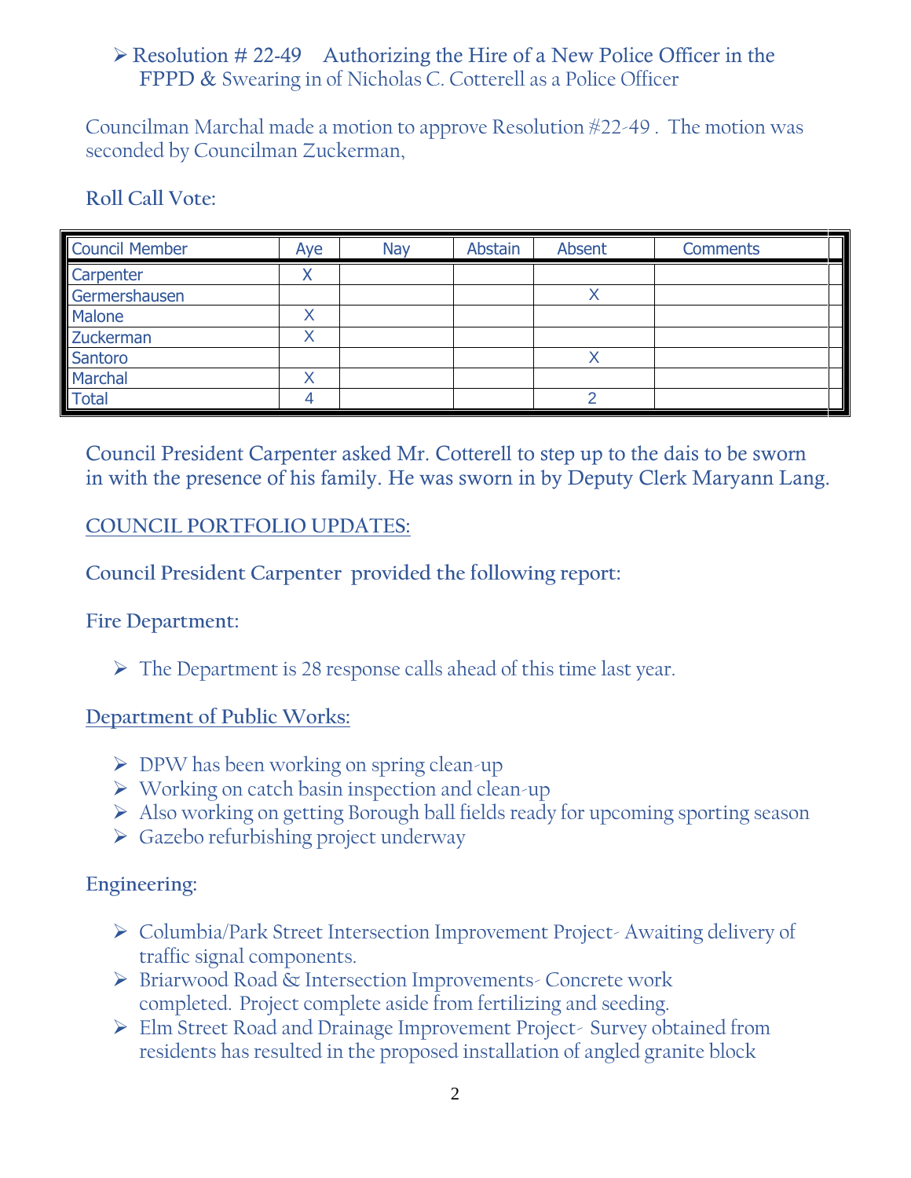- Resolution # 22-49 Authorizing the Hire of a New Police Officer in the FPPD & Swearing in of Nicholas C. Cotterell as a Police Officer

Councilman Marchal made a motion to approve Resolution #22-49 . The motion was seconded by Councilman Zuckerman,

**Roll Call Vote:**

| Council Member | Aye | Nay | Abstain | Absent | Comments |
|---|---|---|---|---|---|
| Carpenter | X | | | | |
| Germershausen | | | | X | |
| Malone | X | | | | |
| Zuckerman | X | | | | |
| Santoro | | | | X | |
| Marchal | X | | | | |
| Total | 4 | | | 2 | |

Council President Carpenter asked Mr. Cotterell to step up to the dais to be sworn in with the presence of his family. He was sworn in by Deputy Clerk Maryann Lang.

## COUNCIL PORTFOLIO UPDATES:

**Council President Carpenter provided the following report:**

**Fire Department:**

- The Department is 28 response calls ahead of this time last year.

**Department of Public Works:**

- DPW has been working on spring clean-up
- Working on catch basin inspection and clean-up
- Also working on getting Borough ball fields ready for upcoming sporting season
- Gazebo refurbishing project underway

**Engineering:**

- Columbia/Park Street Intersection Improvement Project- Awaiting delivery of traffic signal components.
- Briarwood Road & Intersection Improvements- Concrete work completed. Project complete aside from fertilizing and seeding.
- Elm Street Road and Drainage Improvement Project- Survey obtained from residents has resulted in the proposed installation of angled granite block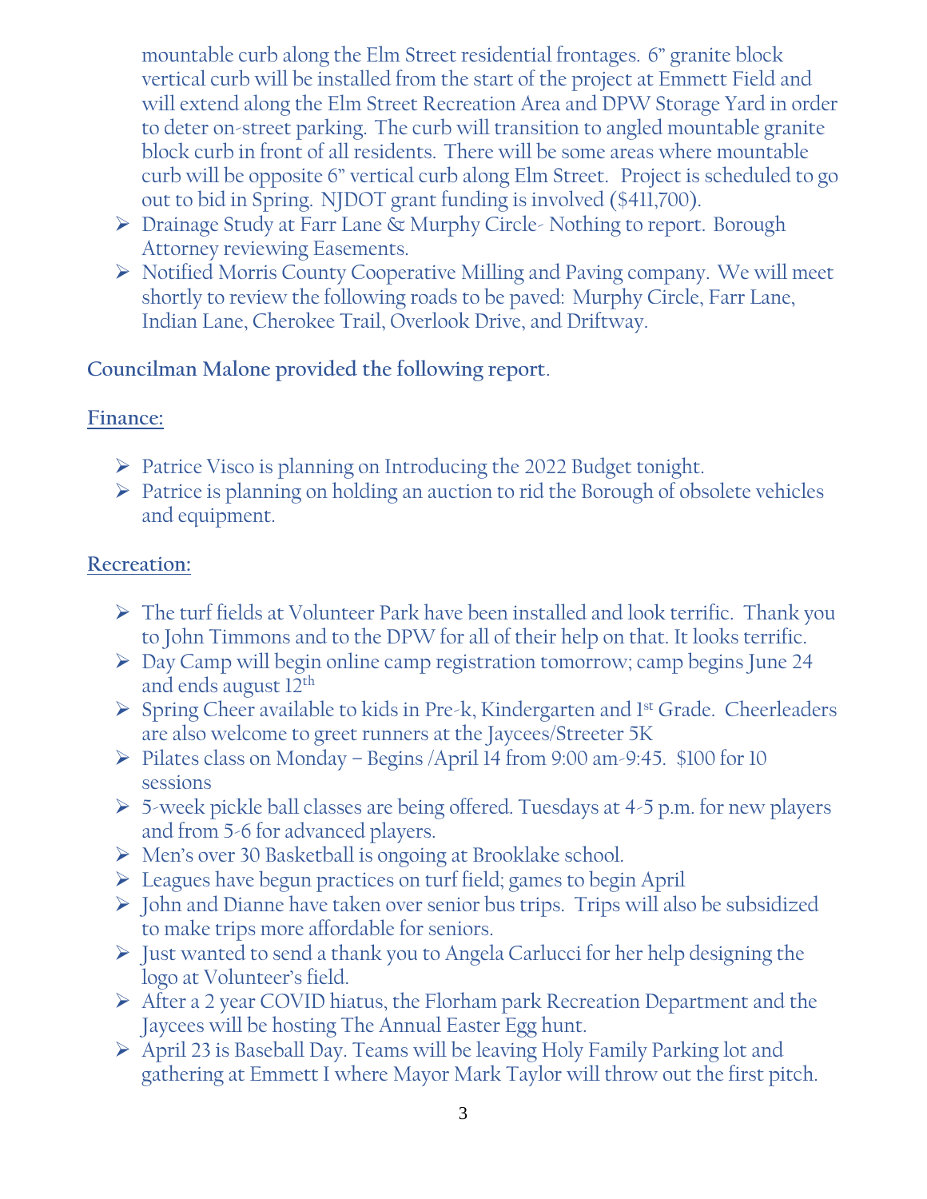mountable curb along the Elm Street residential frontages. 6" granite block vertical curb will be installed from the start of the project at Emmett Field and will extend along the Elm Street Recreation Area and DPW Storage Yard in order to deter on-street parking. The curb will transition to angled mountable granite block curb in front of all residents. There will be some areas where mountable curb will be opposite 6" vertical curb along Elm Street. Project is scheduled to go out to bid in Spring. NJDOT grant funding is involved ($411,700).

- Drainage Study at Farr Lane & Murphy Circle- Nothing to report. Borough Attorney reviewing Easements.
- Notified Morris County Cooperative Milling and Paving company. We will meet shortly to review the following roads to be paved: Murphy Circle, Farr Lane, Indian Lane, Cherokee Trail, Overlook Drive, and Driftway.

**Councilman Malone provided the following report**.

**Finance:**

- Patrice Visco is planning on Introducing the 2022 Budget tonight.
- Patrice is planning on holding an auction to rid the Borough of obsolete vehicles and equipment.

**Recreation:**

- The turf fields at Volunteer Park have been installed and look terrific. Thank you to John Timmons and to the DPW for all of their help on that. It looks terrific.
- Day Camp will begin online camp registration tomorrow; camp begins June 24 and ends august 12th
- Spring Cheer available to kids in Pre-k, Kindergarten and 1st Grade. Cheerleaders are also welcome to greet runners at the Jaycees/Streeter 5K
- Pilates class on Monday – Begins /April 14 from 9:00 am-9:45. $100 for 10 sessions
- 5-week pickle ball classes are being offered. Tuesdays at 4-5 p.m. for new players and from 5-6 for advanced players.
- Men's over 30 Basketball is ongoing at Brooklake school.
- Leagues have begun practices on turf field; games to begin April
- John and Dianne have taken over senior bus trips. Trips will also be subsidized to make trips more affordable for seniors.
- Just wanted to send a thank you to Angela Carlucci for her help designing the logo at Volunteer's field.
- After a 2 year COVID hiatus, the Florham park Recreation Department and the Jaycees will be hosting The Annual Easter Egg hunt.
- April 23 is Baseball Day. Teams will be leaving Holy Family Parking lot and gathering at Emmett I where Mayor Mark Taylor will throw out the first pitch.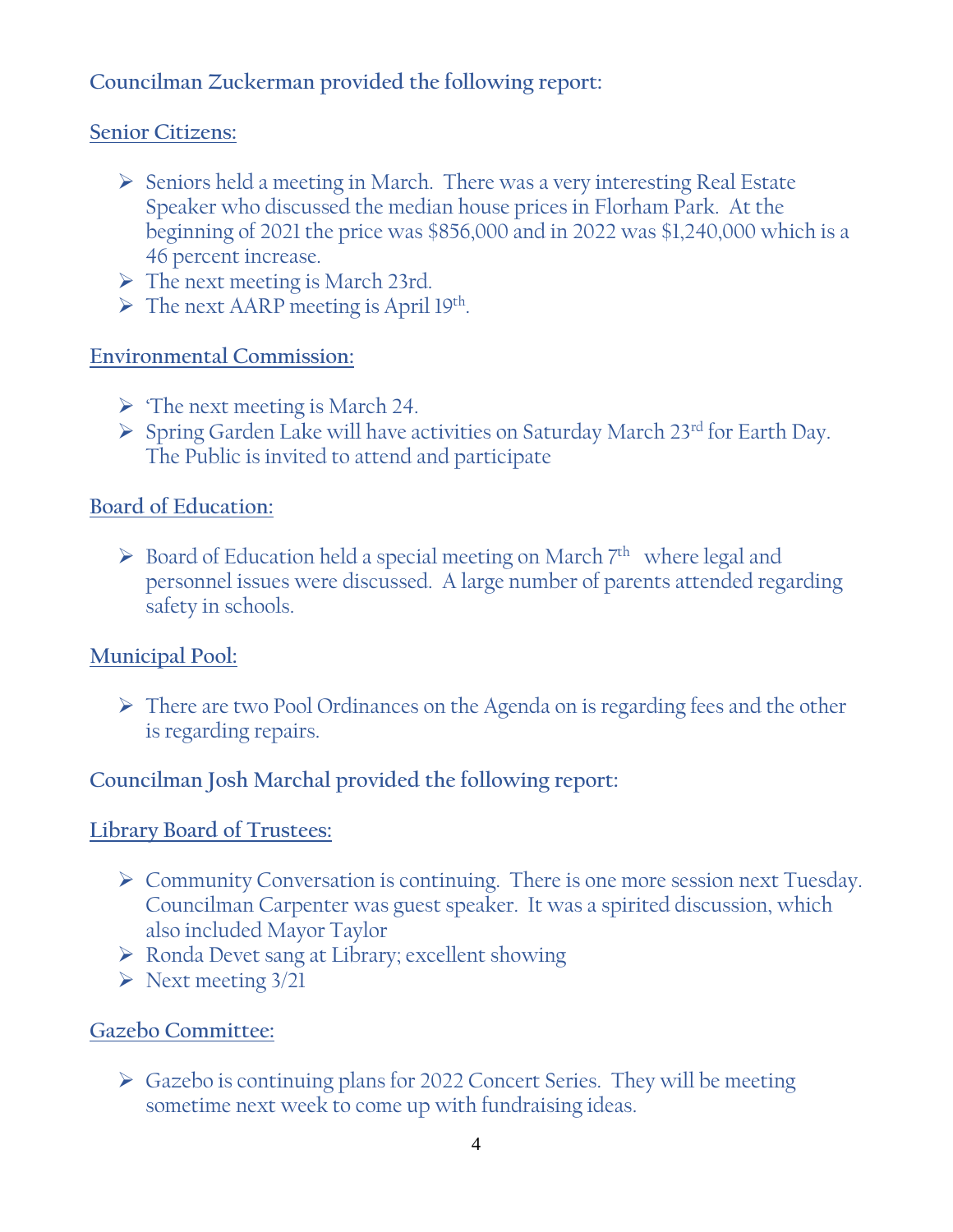**Councilman Zuckerman provided the following report:**

**Senior Citizens:**

- Seniors held a meeting in March. There was a very interesting Real Estate Speaker who discussed the median house prices in Florham Park. At the beginning of 2021 the price was $856,000 and in 2022 was $1,240,000 which is a 46 percent increase.
- The next meeting is March 23rd.
- The next AARP meeting is April 19th.

**Environmental Commission:**

- 'The next meeting is March 24.
- Spring Garden Lake will have activities on Saturday March 23rd for Earth Day. The Public is invited to attend and participate

**Board of Education:**

- Board of Education held a special meeting on March 7th where legal and personnel issues were discussed. A large number of parents attended regarding safety in schools.

**Municipal Pool:**

- There are two Pool Ordinances on the Agenda on is regarding fees and the other is regarding repairs.

**Councilman Josh Marchal provided the following report:**

**Library Board of Trustees:**

- Community Conversation is continuing. There is one more session next Tuesday. Councilman Carpenter was guest speaker. It was a spirited discussion, which also included Mayor Taylor
- Ronda Devet sang at Library; excellent showing
- Next meeting 3/21

**Gazebo Committee:**

- Gazebo is continuing plans for 2022 Concert Series. They will be meeting sometime next week to come up with fundraising ideas.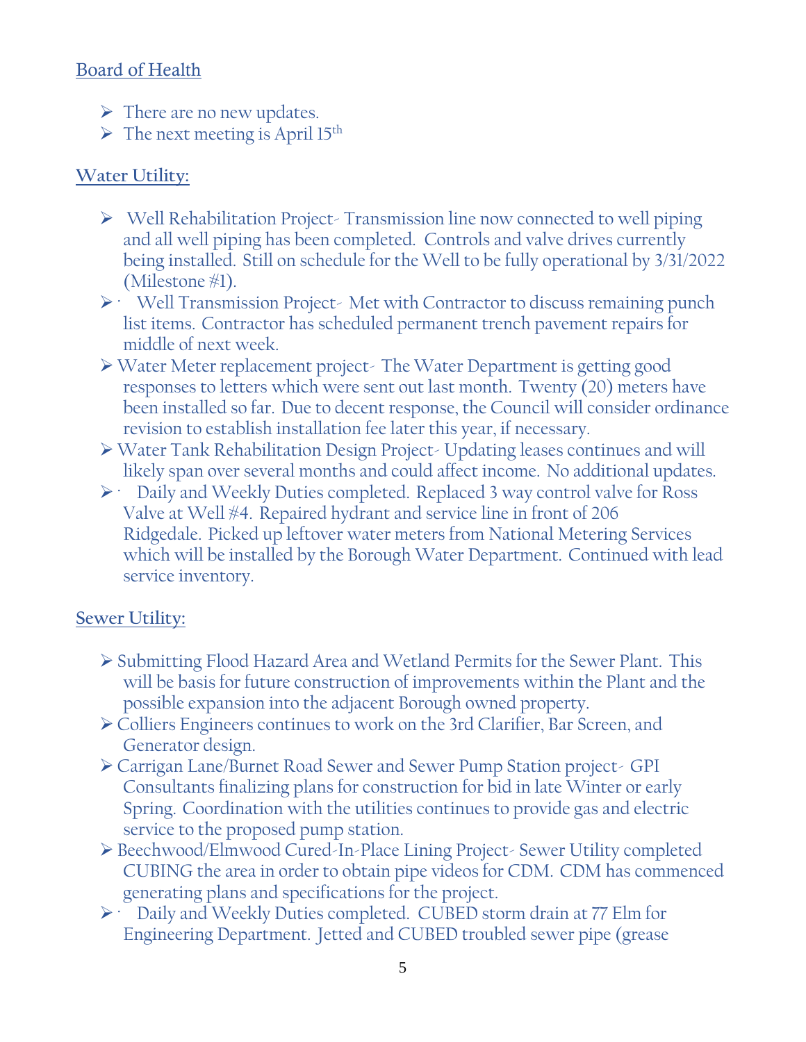## Board of Health

- There are no new updates.
- The next meeting is April 15th

## Water Utility:

- Well Rehabilitation Project- Transmission line now connected to well piping and all well piping has been completed. Controls and valve drives currently being installed. Still on schedule for the Well to be fully operational by 3/31/2022 (Milestone #1).
- · Well Transmission Project- Met with Contractor to discuss remaining punch list items. Contractor has scheduled permanent trench pavement repairs for middle of next week.
- Water Meter replacement project- The Water Department is getting good responses to letters which were sent out last month. Twenty (20) meters have been installed so far. Due to decent response, the Council will consider ordinance revision to establish installation fee later this year, if necessary.
- Water Tank Rehabilitation Design Project- Updating leases continues and will likely span over several months and could affect income. No additional updates.
- · Daily and Weekly Duties completed. Replaced 3 way control valve for Ross Valve at Well #4. Repaired hydrant and service line in front of 206 Ridgedale. Picked up leftover water meters from National Metering Services which will be installed by the Borough Water Department. Continued with lead service inventory.

## Sewer Utility:

- Submitting Flood Hazard Area and Wetland Permits for the Sewer Plant. This will be basis for future construction of improvements within the Plant and the possible expansion into the adjacent Borough owned property.
- Colliers Engineers continues to work on the 3rd Clarifier, Bar Screen, and Generator design.
- Carrigan Lane/Burnet Road Sewer and Sewer Pump Station project- GPI Consultants finalizing plans for construction for bid in late Winter or early Spring. Coordination with the utilities continues to provide gas and electric service to the proposed pump station.
- Beechwood/Elmwood Cured-In-Place Lining Project- Sewer Utility completed CUBING the area in order to obtain pipe videos for CDM. CDM has commenced generating plans and specifications for the project.
- · Daily and Weekly Duties completed. CUBED storm drain at 77 Elm for Engineering Department. Jetted and CUBED troubled sewer pipe (grease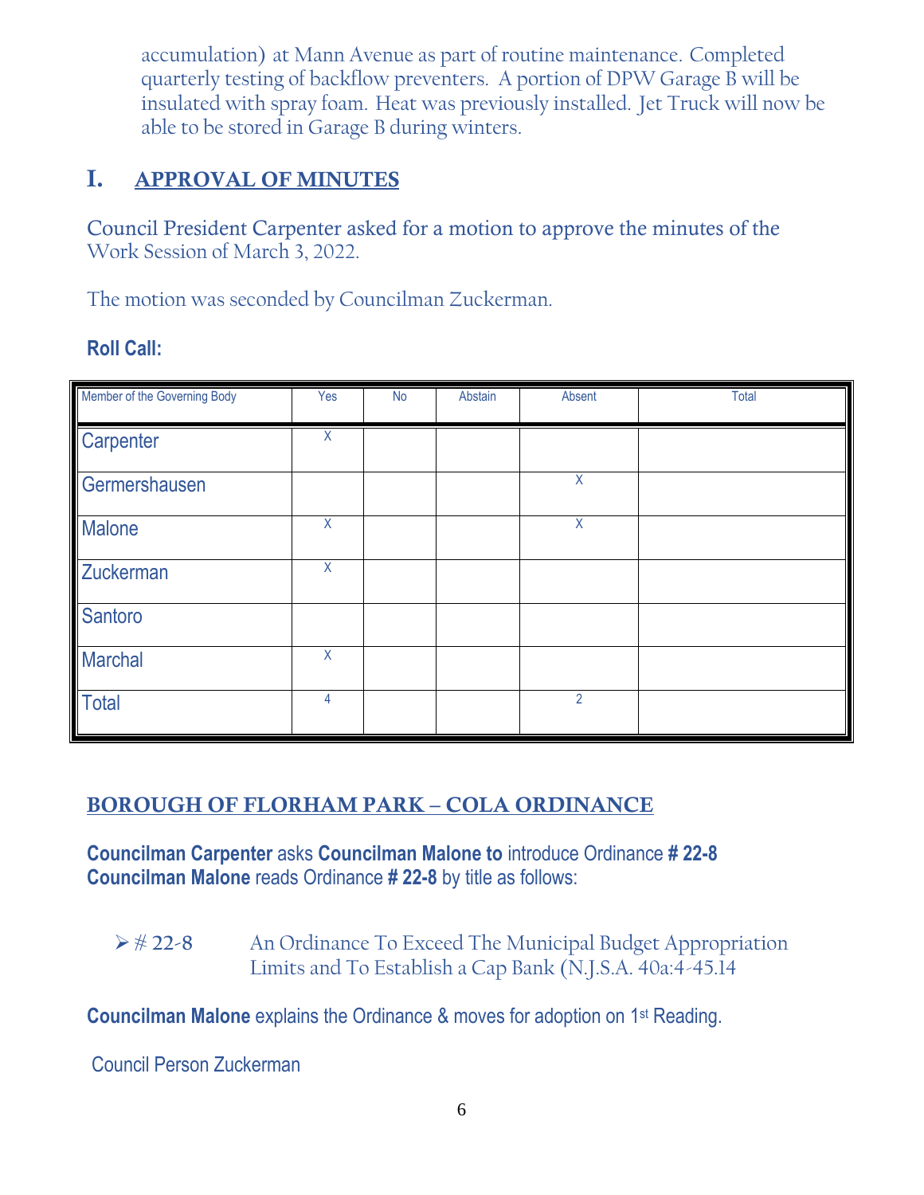accumulation) at Mann Avenue as part of routine maintenance. Completed quarterly testing of backflow preventers. A portion of DPW Garage B will be insulated with spray foam. Heat was previously installed. Jet Truck will now be able to be stored in Garage B during winters.

## I. APPROVAL OF MINUTES

Council President Carpenter asked for a motion to approve the minutes of the Work Session of March 3, 2022.

The motion was seconded by Councilman Zuckerman.

**Roll Call:**

| Member of the Governing Body | Yes | No | Abstain | Absent | Total |
|---|---|---|---|---|---|
| Carpenter | X | | | | |
| Germershausen | | | | X | |
| Malone | X | | | X | |
| Zuckerman | X | | | | |
| Santoro | | | | | |
| Marchal | X | | | | |
| Total | 4 | | | 2 | |

## BOROUGH OF FLORHAM PARK – COLA ORDINANCE

**Councilman Carpenter** asks **Councilman Malone to** introduce Ordinance **# 22-8**
**Councilman Malone** reads Ordinance **# 22-8** by title as follows:

- # 22-8 An Ordinance To Exceed The Municipal Budget Appropriation Limits and To Establish a Cap Bank (N.J.S.A. 40a:4-45.14

**Councilman Malone** explains the Ordinance & moves for adoption on 1st Reading.

Council Person Zuckerman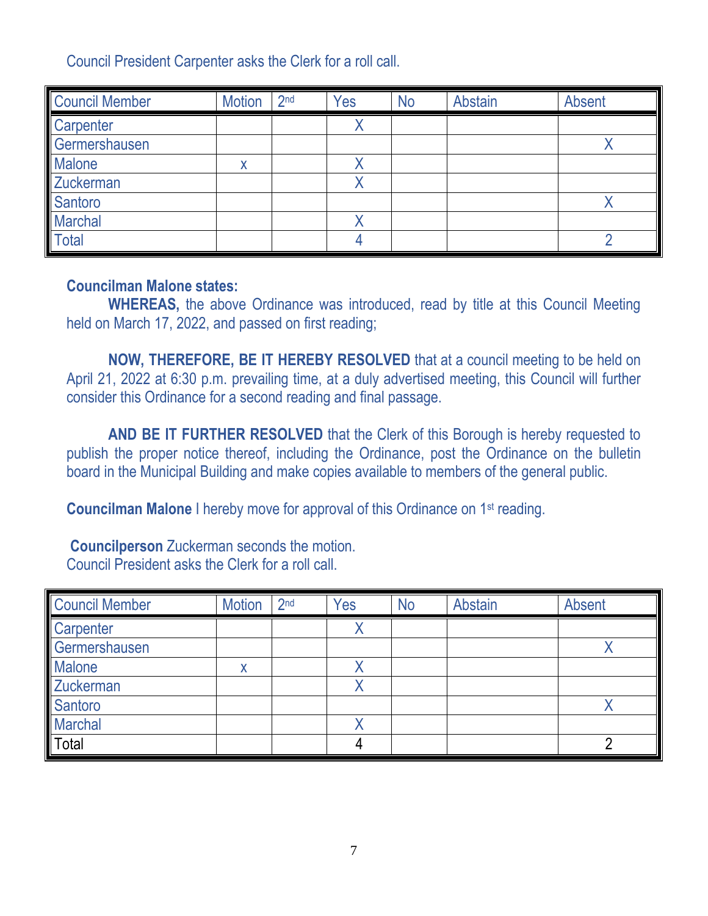Council President Carpenter asks the Clerk for a roll call.

| Council Member | Motion | 2nd | Yes | No | Abstain | Absent |
|---|---|---|---|---|---|---|
| Carpenter | | | X | | | |
| Germershausen | | | | | | X |
| Malone | x | | X | | | |
| Zuckerman | | | X | | | |
| Santoro | | | | | | X |
| Marchal | | | X | | | |
| Total | | | 4 | | | 2 |

**Councilman Malone states:**

**WHEREAS,** the above Ordinance was introduced, read by title at this Council Meeting held on March 17, 2022, and passed on first reading;

**NOW, THEREFORE, BE IT HEREBY RESOLVED** that at a council meeting to be held on April 21, 2022 at 6:30 p.m. prevailing time, at a duly advertised meeting, this Council will further consider this Ordinance for a second reading and final passage.

**AND BE IT FURTHER RESOLVED** that the Clerk of this Borough is hereby requested to publish the proper notice thereof, including the Ordinance, post the Ordinance on the bulletin board in the Municipal Building and make copies available to members of the general public.

**Councilman Malone** I hereby move for approval of this Ordinance on 1st reading.

**Councilperson** Zuckerman seconds the motion.
Council President asks the Clerk for a roll call.

| Council Member | Motion | 2nd | Yes | No | Abstain | Absent |
|---|---|---|---|---|---|---|
| Carpenter | | | X | | | |
| Germershausen | | | | | | X |
| Malone | x | | X | | | |
| Zuckerman | | | X | | | |
| Santoro | | | | | | X |
| Marchal | | | X | | | |
| Total | | | 4 | | | 2 |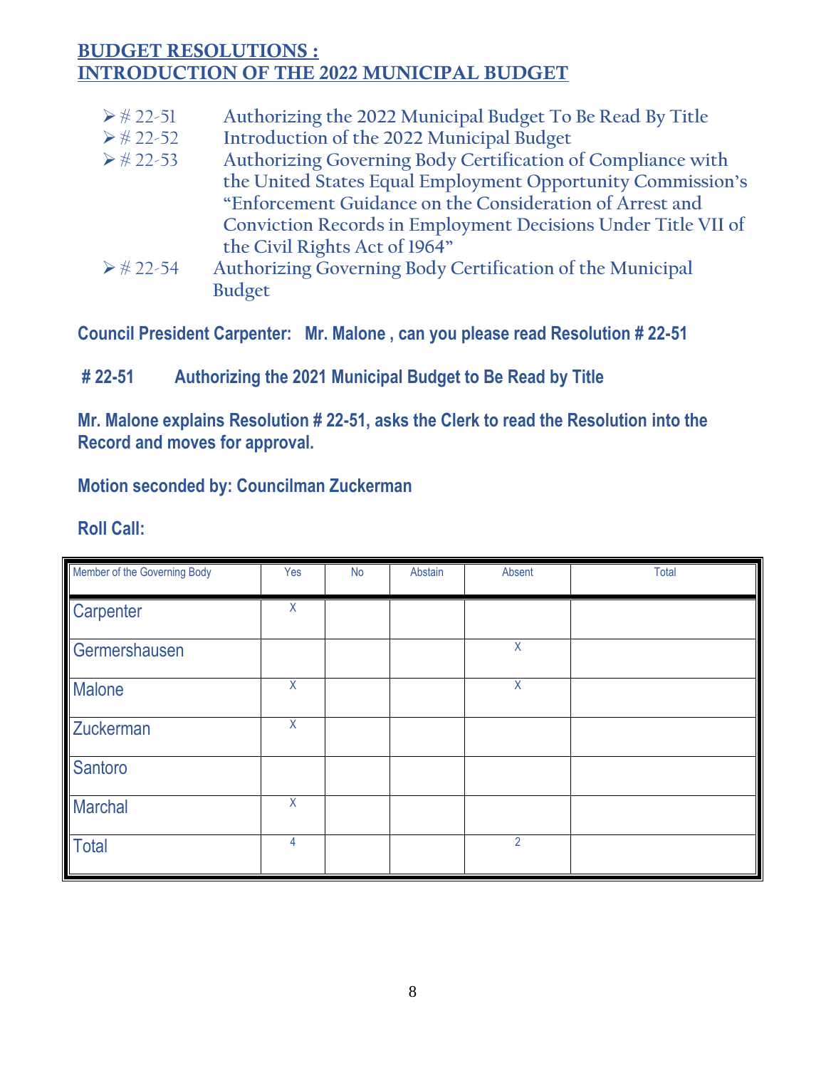## BUDGET RESOLUTIONS :
## INTRODUCTION OF THE 2022 MUNICIPAL BUDGET

- # 22-51 Authorizing the 2022 Municipal Budget To Be Read By Title
- # 22-52 Introduction of the 2022 Municipal Budget
- # 22-53 Authorizing Governing Body Certification of Compliance with the United States Equal Employment Opportunity Commission's "Enforcement Guidance on the Consideration of Arrest and Conviction Records in Employment Decisions Under Title VII of the Civil Rights Act of 1964"
- # 22-54 Authorizing Governing Body Certification of the Municipal Budget

**Council President Carpenter: Mr. Malone , can you please read Resolution # 22-51**

**# 22-51 Authorizing the 2021 Municipal Budget to Be Read by Title**

**Mr. Malone explains Resolution # 22-51, asks the Clerk to read the Resolution into the Record and moves for approval.**

**Motion seconded by: Councilman Zuckerman**

**Roll Call:**

| Member of the Governing Body | Yes | No | Abstain | Absent | Total |
|---|---|---|---|---|---|
| Carpenter | X | | | | |
| Germershausen | | | | X | |
| Malone | X | | | X | |
| Zuckerman | X | | | | |
| Santoro | | | | | |
| Marchal | X | | | | |
| Total | 4 | | | 2 | |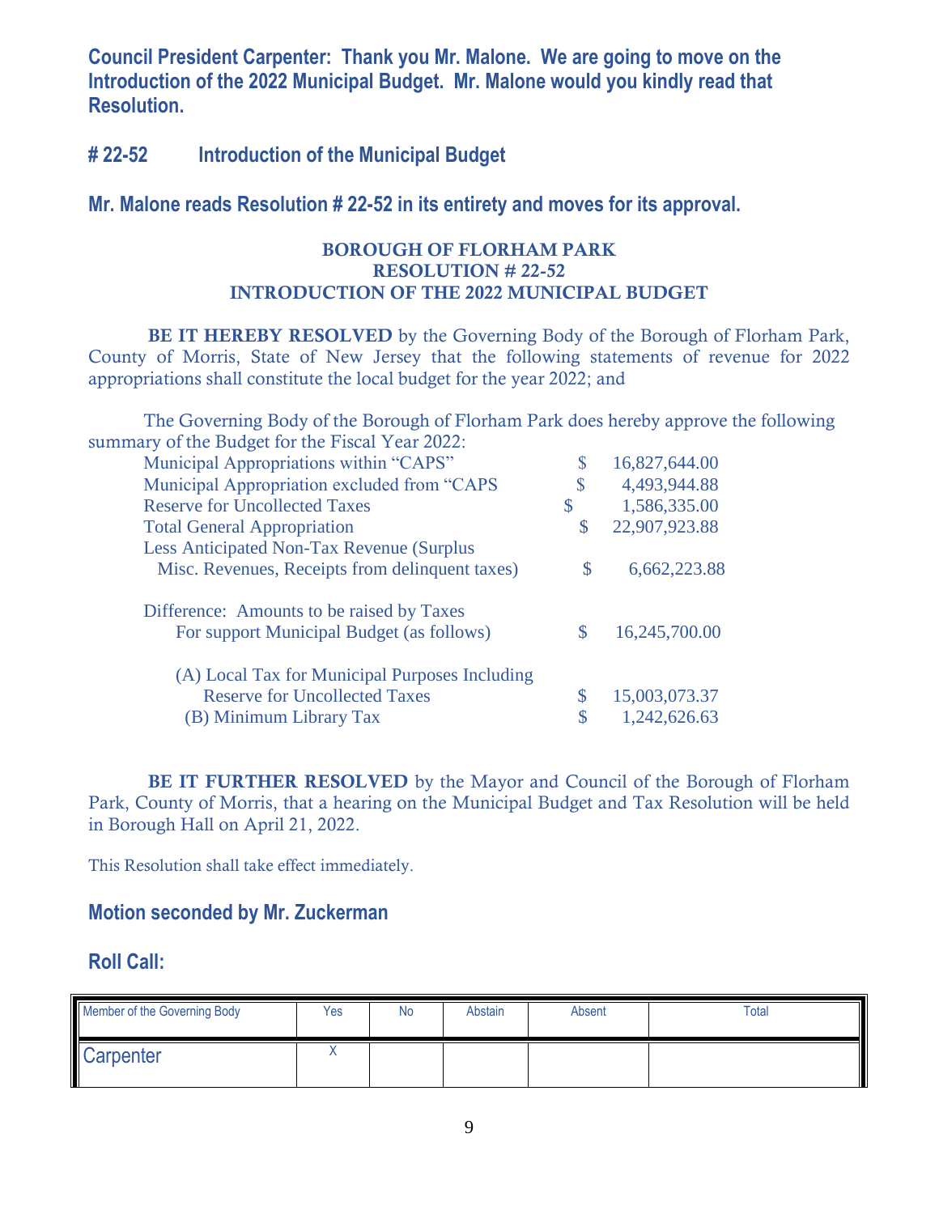**Council President Carpenter: Thank you Mr. Malone. We are going to move on the Introduction of the 2022 Municipal Budget. Mr. Malone would you kindly read that Resolution.**

## # 22-52 Introduction of the Municipal Budget

**Mr. Malone reads Resolution # 22-52 in its entirety and moves for its approval.**

**BOROUGH OF FLORHAM PARK**
**RESOLUTION # 22-52**
**INTRODUCTION OF THE 2022 MUNICIPAL BUDGET**

**BE IT HEREBY RESOLVED** by the Governing Body of the Borough of Florham Park, County of Morris, State of New Jersey that the following statements of revenue for 2022 appropriations shall constitute the local budget for the year 2022; and

The Governing Body of the Borough of Florham Park does hereby approve the following summary of the Budget for the Fiscal Year 2022:

| | |
|---|---|
| Municipal Appropriations within "CAPS" | $ 16,827,644.00 |
| Municipal Appropriation excluded from "CAPS | $ 4,493,944.88 |
| Reserve for Uncollected Taxes | $ 1,586,335.00 |
| Total General Appropriation | $ 22,907,923.88 |
| Less Anticipated Non-Tax Revenue (Surplus Misc. Revenues, Receipts from delinquent taxes) | $ 6,662,223.88 |
| Difference: Amounts to be raised by Taxes For support Municipal Budget (as follows) | $ 16,245,700.00 |
| (A) Local Tax for Municipal Purposes Including Reserve for Uncollected Taxes | $ 15,003,073.37 |
| (B) Minimum Library Tax | $ 1,242,626.63 |

**BE IT FURTHER RESOLVED** by the Mayor and Council of the Borough of Florham Park, County of Morris, that a hearing on the Municipal Budget and Tax Resolution will be held in Borough Hall on April 21, 2022.

This Resolution shall take effect immediately.

**Motion seconded by Mr. Zuckerman**

**Roll Call:**

| Member of the Governing Body | Yes | No | Abstain | Absent | Total |
|---|---|---|---|---|---|
| Carpenter | X | | | | |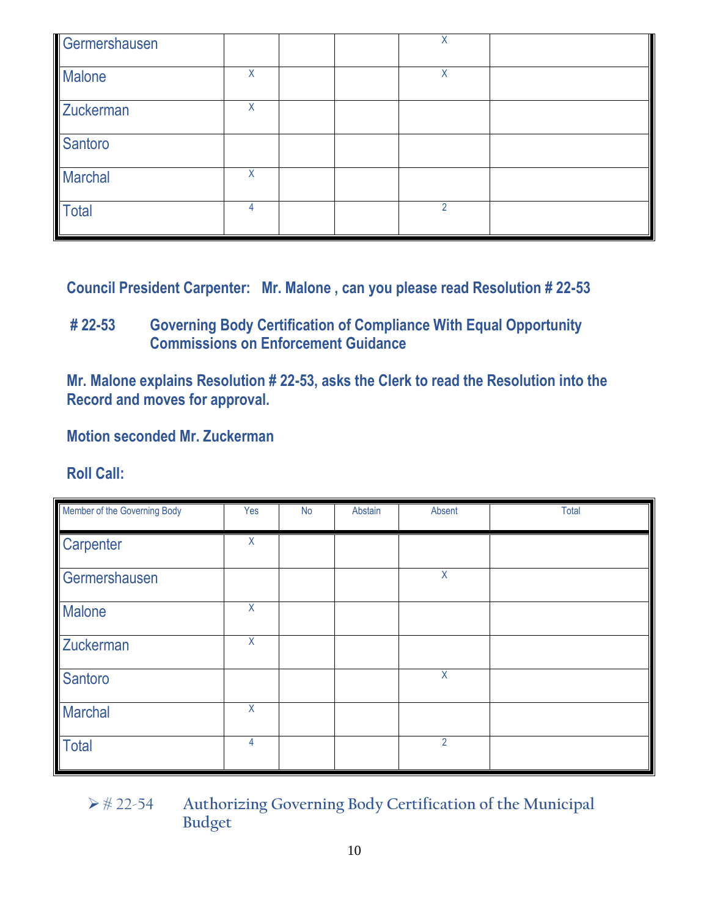| | | | | | |
|---|---|---|---|---|---|
| Germershausen | | | | X | |
| Malone | X | | | X | |
| Zuckerman | X | | | | |
| Santoro | | | | | |
| Marchal | X | | | | |
| Total | 4 | | | 2 | |

**Council President Carpenter: Mr. Malone , can you please read Resolution # 22-53**

**# 22-53 Governing Body Certification of Compliance With Equal Opportunity Commissions on Enforcement Guidance**

**Mr. Malone explains Resolution # 22-53, asks the Clerk to read the Resolution into the Record and moves for approval.**

**Motion seconded Mr. Zuckerman**

**Roll Call:**

| Member of the Governing Body | Yes | No | Abstain | Absent | Total |
|---|---|---|---|---|---|
| Carpenter | X | | | | |
| Germershausen | | | | X | |
| Malone | X | | | | |
| Zuckerman | X | | | | |
| Santoro | | | | X | |
| Marchal | X | | | | |
| Total | 4 | | | 2 | |

- # 22-54 Authorizing Governing Body Certification of the Municipal Budget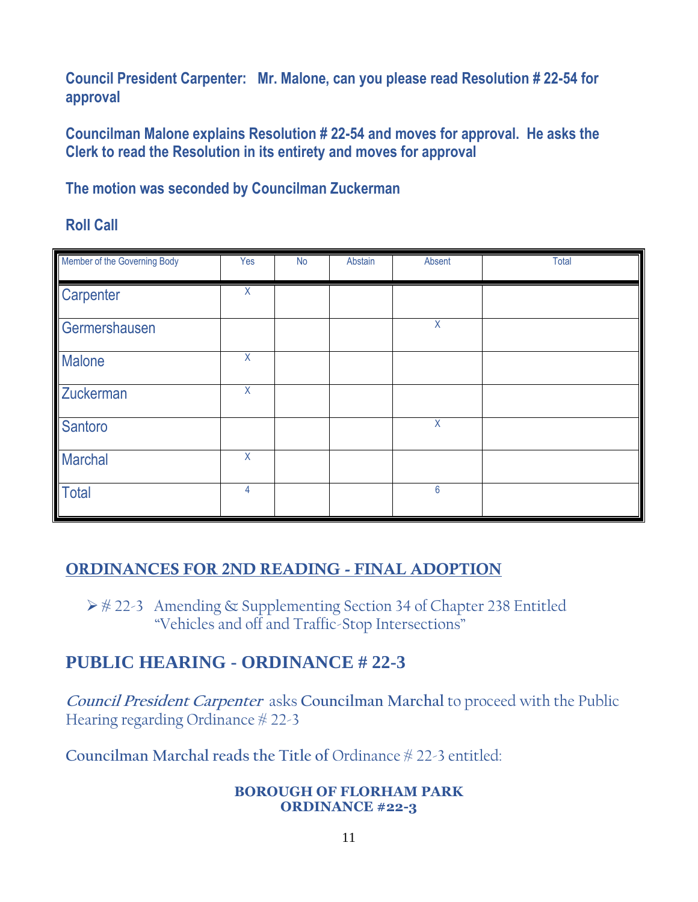**Council President Carpenter: Mr. Malone, can you please read Resolution # 22-54 for approval**

**Councilman Malone explains Resolution # 22-54 and moves for approval. He asks the Clerk to read the Resolution in its entirety and moves for approval**

**The motion was seconded by Councilman Zuckerman**

**Roll Call**

| Member of the Governing Body | Yes | No | Abstain | Absent | Total |
|---|---|---|---|---|---|
| Carpenter | X | | | | |
| Germershausen | | | | X | |
| Malone | X | | | | |
| Zuckerman | X | | | | |
| Santoro | | | | X | |
| Marchal | X | | | | |
| Total | 4 | | | 6 | |

## ORDINANCES FOR 2ND READING - FINAL ADOPTION

- # 22-3 Amending & Supplementing Section 34 of Chapter 238 Entitled "Vehicles and off and Traffic-Stop Intersections"

## PUBLIC HEARING - ORDINANCE # 22-3

***Council President Carpenter*** asks **Councilman Marchal** to proceed with the Public Hearing regarding Ordinance # 22-3

**Councilman Marchal reads the Title of** Ordinance # 22-3 entitled:

**BOROUGH OF FLORHAM PARK**
**ORDINANCE #22-3**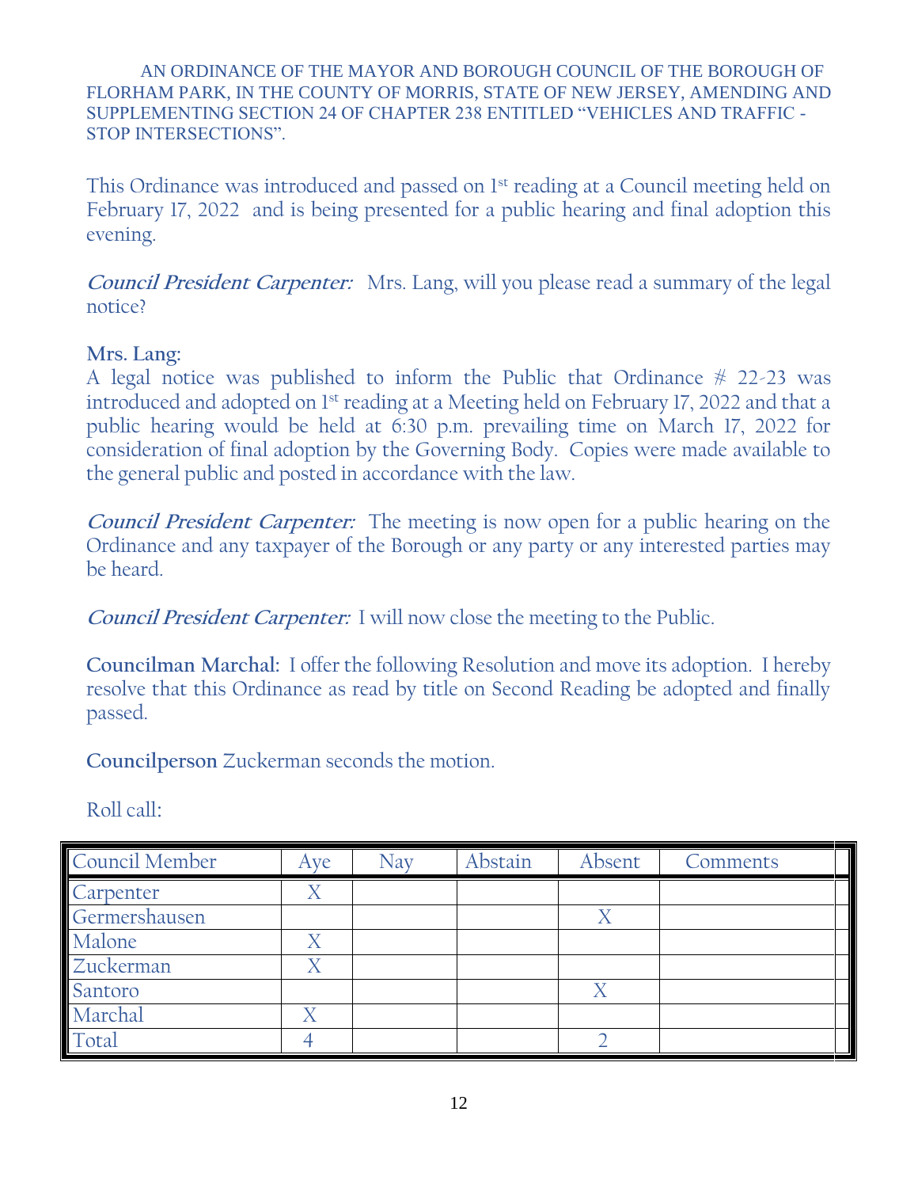AN ORDINANCE OF THE MAYOR AND BOROUGH COUNCIL OF THE BOROUGH OF FLORHAM PARK, IN THE COUNTY OF MORRIS, STATE OF NEW JERSEY, AMENDING AND SUPPLEMENTING SECTION 24 OF CHAPTER 238 ENTITLED "VEHICLES AND TRAFFIC - STOP INTERSECTIONS".

This Ordinance was introduced and passed on 1st reading at a Council meeting held on February 17, 2022 and is being presented for a public hearing and final adoption this evening.

***Council President Carpenter:*** Mrs. Lang, will you please read a summary of the legal notice?

**Mrs. Lang:**
A legal notice was published to inform the Public that Ordinance # 22-23 was introduced and adopted on 1st reading at a Meeting held on February 17, 2022 and that a public hearing would be held at 6:30 p.m. prevailing time on March 17, 2022 for consideration of final adoption by the Governing Body. Copies were made available to the general public and posted in accordance with the law.

***Council President Carpenter:*** The meeting is now open for a public hearing on the Ordinance and any taxpayer of the Borough or any party or any interested parties may be heard.

***Council President Carpenter:*** I will now close the meeting to the Public.

**Councilman Marchal:** I offer the following Resolution and move its adoption. I hereby resolve that this Ordinance as read by title on Second Reading be adopted and finally passed.

**Councilperson** Zuckerman seconds the motion.

Roll call:

| Council Member | Aye | Nay | Abstain | Absent | Comments |
|---|---|---|---|---|---|
| Carpenter | X | | | | |
| Germershausen | | | | X | |
| Malone | X | | | | |
| Zuckerman | X | | | | |
| Santoro | | | | X | |
| Marchal | X | | | | |
| Total | 4 | | | 2 | |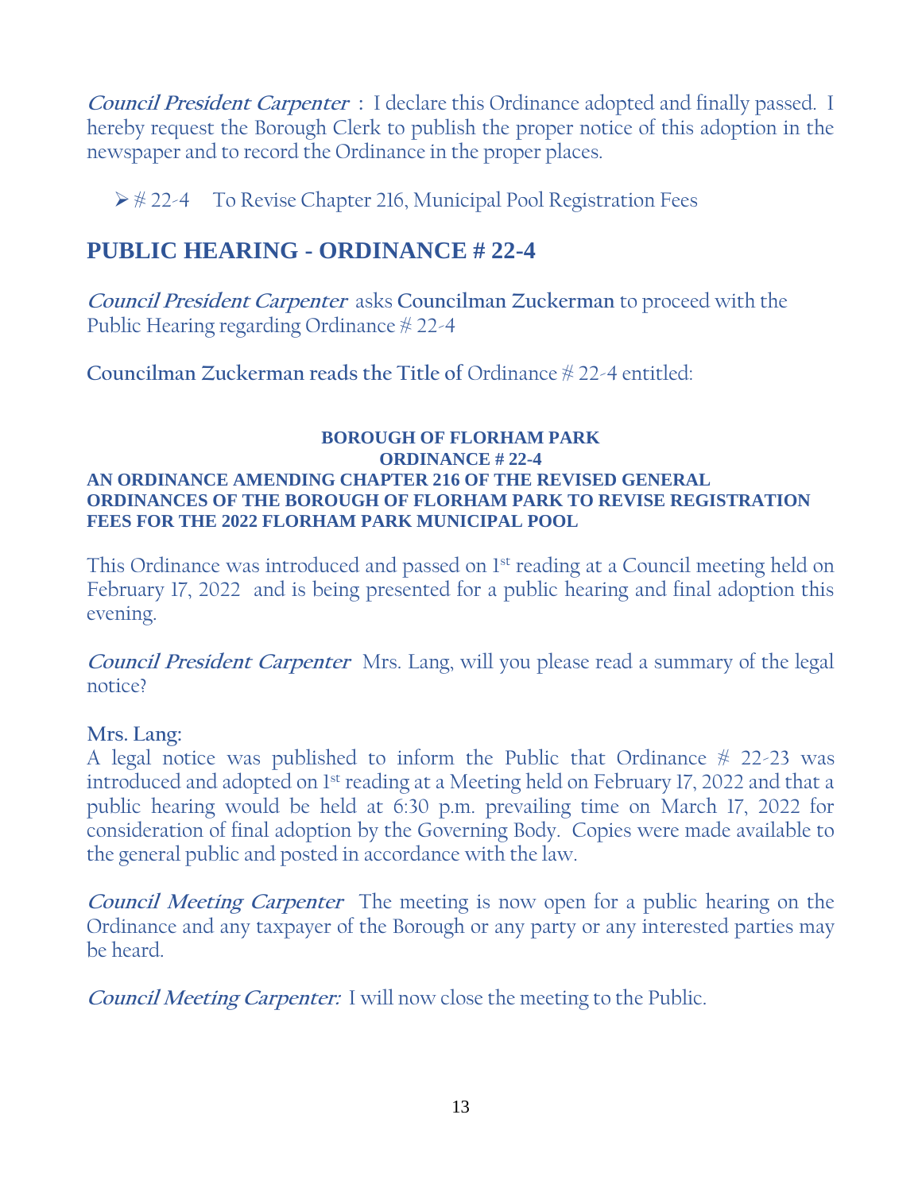***Council President Carpenter*** : I declare this Ordinance adopted and finally passed. I hereby request the Borough Clerk to publish the proper notice of this adoption in the newspaper and to record the Ordinance in the proper places.

- # 22-4 To Revise Chapter 216, Municipal Pool Registration Fees

## PUBLIC HEARING - ORDINANCE # 22-4

***Council President Carpenter*** asks **Councilman Zuckerman** to proceed with the Public Hearing regarding Ordinance # 22-4

**Councilman Zuckerman reads the Title of** Ordinance # 22-4 entitled:

**BOROUGH OF FLORHAM PARK**
**ORDINANCE # 22-4**
**AN ORDINANCE AMENDING CHAPTER 216 OF THE REVISED GENERAL ORDINANCES OF THE BOROUGH OF FLORHAM PARK TO REVISE REGISTRATION FEES FOR THE 2022 FLORHAM PARK MUNICIPAL POOL**

This Ordinance was introduced and passed on 1st reading at a Council meeting held on February 17, 2022 and is being presented for a public hearing and final adoption this evening.

***Council President Carpenter*** Mrs. Lang, will you please read a summary of the legal notice?

**Mrs. Lang:**
A legal notice was published to inform the Public that Ordinance # 22-23 was introduced and adopted on 1st reading at a Meeting held on February 17, 2022 and that a public hearing would be held at 6:30 p.m. prevailing time on March 17, 2022 for consideration of final adoption by the Governing Body. Copies were made available to the general public and posted in accordance with the law.

***Council Meeting Carpenter*** The meeting is now open for a public hearing on the Ordinance and any taxpayer of the Borough or any party or any interested parties may be heard.

***Council Meeting Carpenter:*** I will now close the meeting to the Public.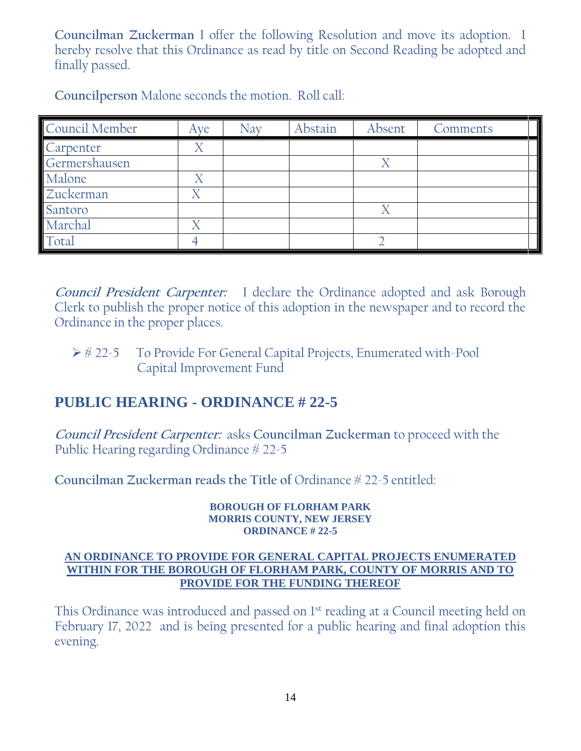**Councilman Zuckerman** I offer the following Resolution and move its adoption. I hereby resolve that this Ordinance as read by title on Second Reading be adopted and finally passed.

**Councilperson** Malone seconds the motion. Roll call:

| Council Member | Aye | Nay | Abstain | Absent | Comments |
|---|---|---|---|---|---|
| Carpenter | X | | | | |
| Germershausen | | | | X | |
| Malone | X | | | | |
| Zuckerman | X | | | | |
| Santoro | | | | X | |
| Marchal | X | | | | |
| Total | 4 | | | 2 | |

***Council President Carpenter:*** I declare the Ordinance adopted and ask Borough Clerk to publish the proper notice of this adoption in the newspaper and to record the Ordinance in the proper places.

- # 22-5 To Provide For General Capital Projects, Enumerated with-Pool Capital Improvement Fund

## PUBLIC HEARING - ORDINANCE # 22-5

***Council President Carpenter:*** asks **Councilman Zuckerman** to proceed with the Public Hearing regarding Ordinance # 22-5

**Councilman Zuckerman reads the Title of** Ordinance # 22-5 entitled:

**BOROUGH OF FLORHAM PARK**
**MORRIS COUNTY, NEW JERSEY**
**ORDINANCE # 22-5**

**AN ORDINANCE TO PROVIDE FOR GENERAL CAPITAL PROJECTS ENUMERATED WITHIN FOR THE BOROUGH OF FLORHAM PARK, COUNTY OF MORRIS AND TO PROVIDE FOR THE FUNDING THEREOF**

This Ordinance was introduced and passed on 1st reading at a Council meeting held on February 17, 2022 and is being presented for a public hearing and final adoption this evening.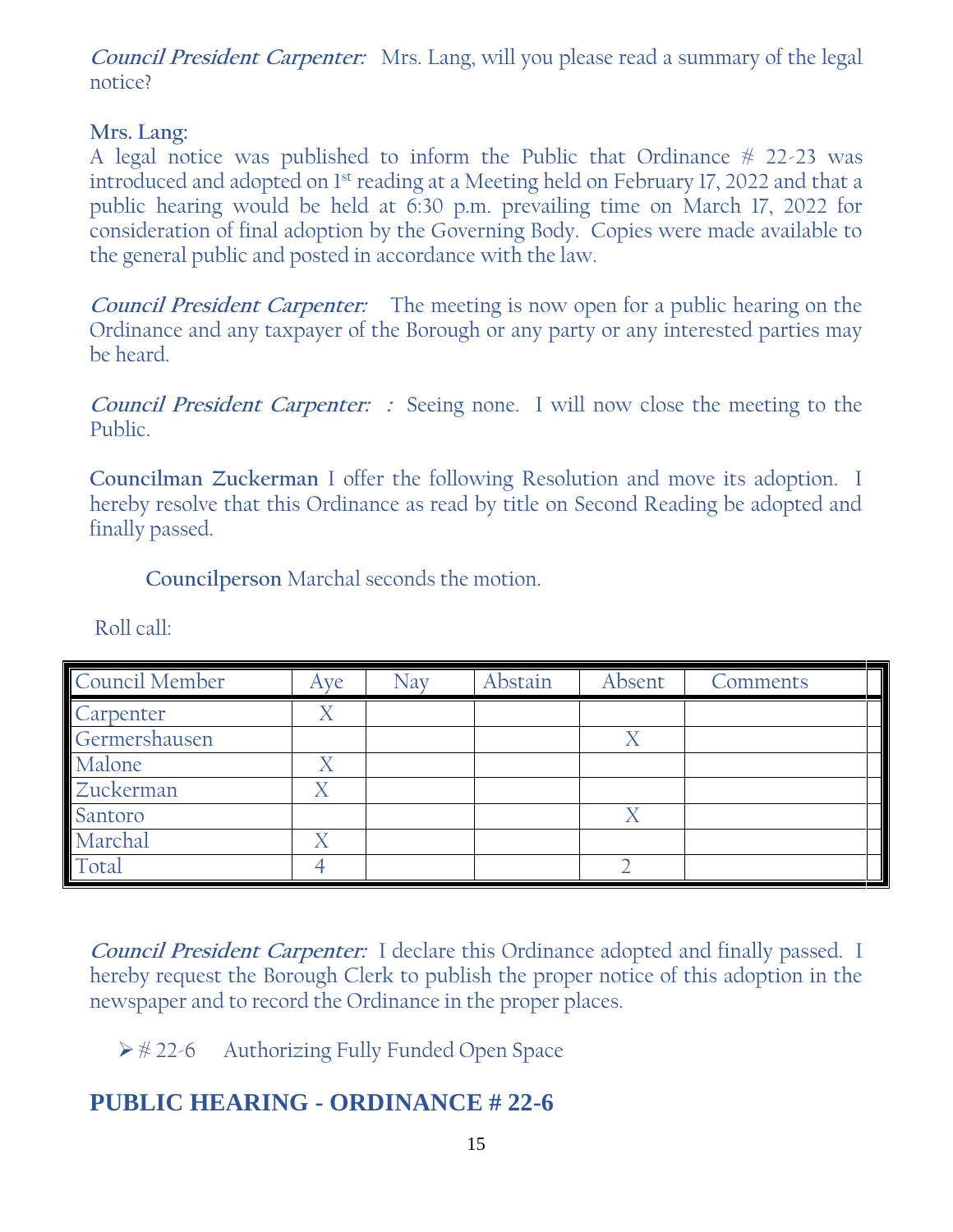***Council President Carpenter:*** Mrs. Lang, will you please read a summary of the legal notice?

**Mrs. Lang:**
A legal notice was published to inform the Public that Ordinance # 22-23 was introduced and adopted on 1st reading at a Meeting held on February 17, 2022 and that a public hearing would be held at 6:30 p.m. prevailing time on March 17, 2022 for consideration of final adoption by the Governing Body. Copies were made available to the general public and posted in accordance with the law.

***Council President Carpenter:*** The meeting is now open for a public hearing on the Ordinance and any taxpayer of the Borough or any party or any interested parties may be heard.

***Council President Carpenter: :*** Seeing none. I will now close the meeting to the Public.

**Councilman Zuckerman** I offer the following Resolution and move its adoption. I hereby resolve that this Ordinance as read by title on Second Reading be adopted and finally passed.

**Councilperson** Marchal seconds the motion.

Roll call:

| Council Member | Aye | Nay | Abstain | Absent | Comments |
|---|---|---|---|---|---|
| Carpenter | X | | | | |
| Germershausen | | | | X | |
| Malone | X | | | | |
| Zuckerman | X | | | | |
| Santoro | | | | X | |
| Marchal | X | | | | |
| Total | 4 | | | 2 | |

***Council President Carpenter:*** I declare this Ordinance adopted and finally passed. I hereby request the Borough Clerk to publish the proper notice of this adoption in the newspaper and to record the Ordinance in the proper places.

- # 22-6 Authorizing Fully Funded Open Space

## PUBLIC HEARING - ORDINANCE # 22-6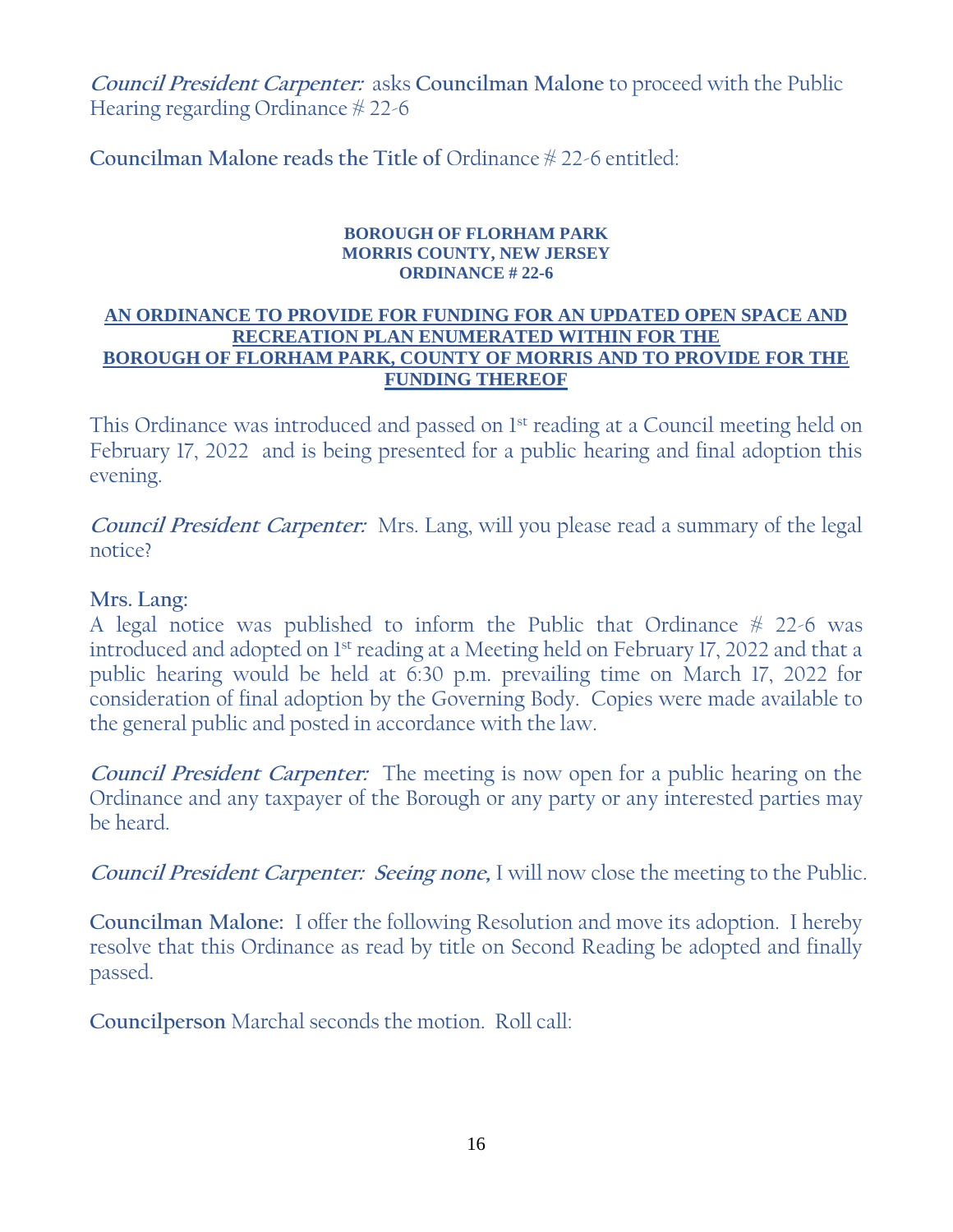***Council President Carpenter:*** asks **Councilman Malone** to proceed with the Public Hearing regarding Ordinance # 22-6

**Councilman Malone reads the Title of** Ordinance # 22-6 entitled:

**BOROUGH OF FLORHAM PARK**
**MORRIS COUNTY, NEW JERSEY**
**ORDINANCE # 22-6**

**AN ORDINANCE TO PROVIDE FOR FUNDING FOR AN UPDATED OPEN SPACE AND RECREATION PLAN ENUMERATED WITHIN FOR THE BOROUGH OF FLORHAM PARK, COUNTY OF MORRIS AND TO PROVIDE FOR THE FUNDING THEREOF**

This Ordinance was introduced and passed on 1st reading at a Council meeting held on February 17, 2022 and is being presented for a public hearing and final adoption this evening.

***Council President Carpenter:*** Mrs. Lang, will you please read a summary of the legal notice?

**Mrs. Lang:**
A legal notice was published to inform the Public that Ordinance # 22-6 was introduced and adopted on 1st reading at a Meeting held on February 17, 2022 and that a public hearing would be held at 6:30 p.m. prevailing time on March 17, 2022 for consideration of final adoption by the Governing Body. Copies were made available to the general public and posted in accordance with the law.

***Council President Carpenter:*** The meeting is now open for a public hearing on the Ordinance and any taxpayer of the Borough or any party or any interested parties may be heard.

***Council President Carpenter: Seeing none,*** I will now close the meeting to the Public.

**Councilman Malone:** I offer the following Resolution and move its adoption. I hereby resolve that this Ordinance as read by title on Second Reading be adopted and finally passed.

**Councilperson** Marchal seconds the motion. Roll call: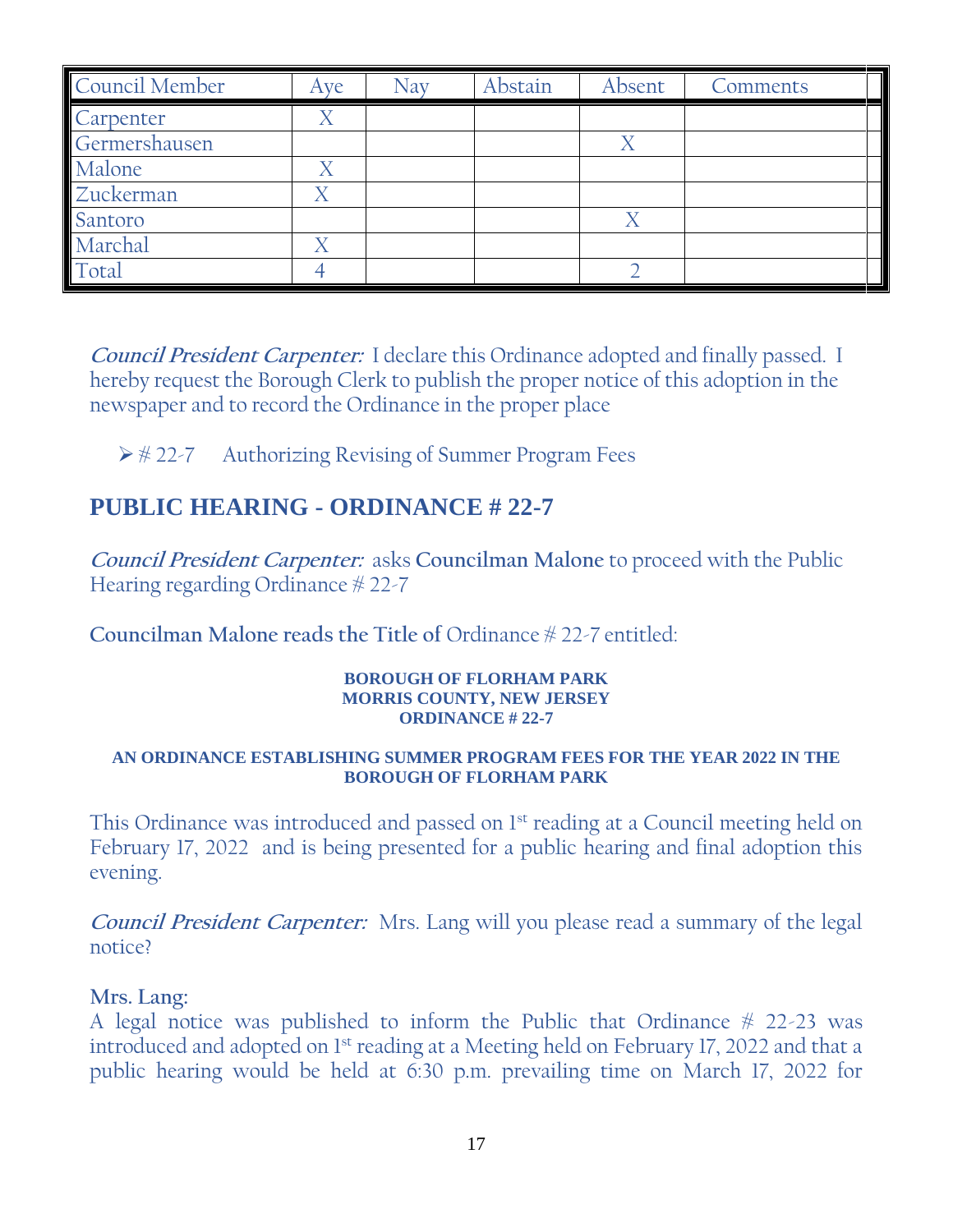| Council Member | Aye | Nay | Abstain | Absent | Comments |
|---|---|---|---|---|---|
| Carpenter | X | | | | |
| Germershausen | | | | X | |
| Malone | X | | | | |
| Zuckerman | X | | | | |
| Santoro | | | | X | |
| Marchal | X | | | | |
| Total | 4 | | | 2 | |

***Council President Carpenter:*** I declare this Ordinance adopted and finally passed. I hereby request the Borough Clerk to publish the proper notice of this adoption in the newspaper and to record the Ordinance in the proper place

- # 22-7 Authorizing Revising of Summer Program Fees

## PUBLIC HEARING - ORDINANCE # 22-7

***Council President Carpenter:*** asks **Councilman Malone** to proceed with the Public Hearing regarding Ordinance # 22-7

**Councilman Malone reads the Title of** Ordinance # 22-7 entitled:

**BOROUGH OF FLORHAM PARK**
**MORRIS COUNTY, NEW JERSEY**
**ORDINANCE # 22-7**

**AN ORDINANCE ESTABLISHING SUMMER PROGRAM FEES FOR THE YEAR 2022 IN THE BOROUGH OF FLORHAM PARK**

This Ordinance was introduced and passed on 1st reading at a Council meeting held on February 17, 2022 and is being presented for a public hearing and final adoption this evening.

***Council President Carpenter:*** Mrs. Lang will you please read a summary of the legal notice?

**Mrs. Lang:**
A legal notice was published to inform the Public that Ordinance # 22-23 was introduced and adopted on 1st reading at a Meeting held on February 17, 2022 and that a public hearing would be held at 6:30 p.m. prevailing time on March 17, 2022 for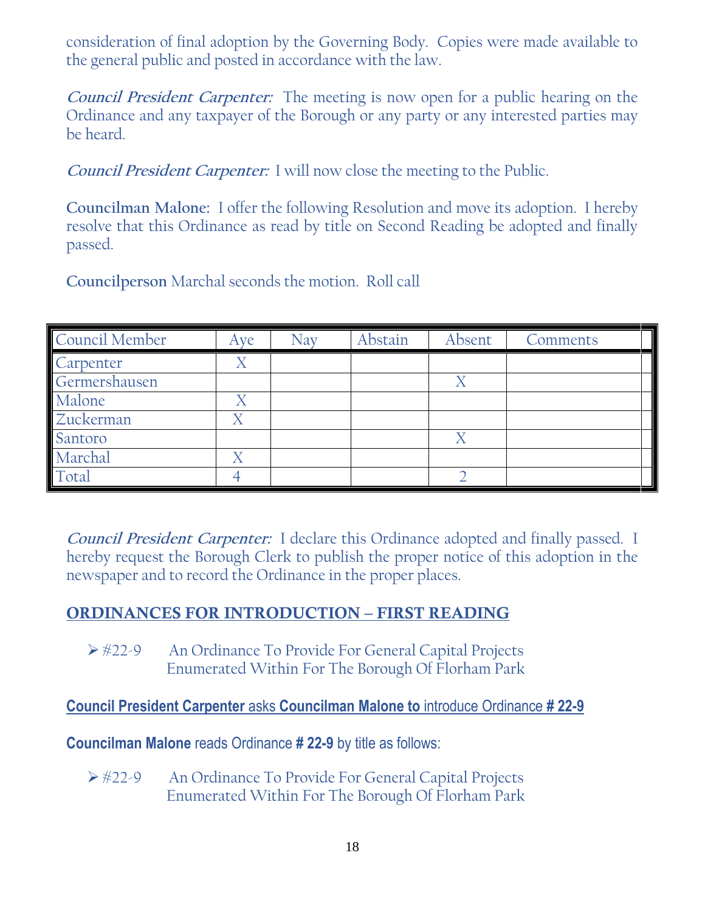consideration of final adoption by the Governing Body. Copies were made available to the general public and posted in accordance with the law.

***Council President Carpenter:*** The meeting is now open for a public hearing on the Ordinance and any taxpayer of the Borough or any party or any interested parties may be heard.

***Council President Carpenter:*** I will now close the meeting to the Public.

**Councilman Malone:** I offer the following Resolution and move its adoption. I hereby resolve that this Ordinance as read by title on Second Reading be adopted and finally passed.

**Councilperson** Marchal seconds the motion. Roll call

| Council Member | Aye | Nay | Abstain | Absent | Comments |
|---|---|---|---|---|---|
| Carpenter | X | | | | |
| Germershausen | | | | X | |
| Malone | X | | | | |
| Zuckerman | X | | | | |
| Santoro | | | | X | |
| Marchal | X | | | | |
| Total | 4 | | | 2 | |

***Council President Carpenter:*** I declare this Ordinance adopted and finally passed. I hereby request the Borough Clerk to publish the proper notice of this adoption in the newspaper and to record the Ordinance in the proper places.

## ORDINANCES FOR INTRODUCTION – FIRST READING

- #22-9 An Ordinance To Provide For General Capital Projects Enumerated Within For The Borough Of Florham Park

**Council President Carpenter** asks **Councilman Malone to** introduce Ordinance **# 22-9**

**Councilman Malone** reads Ordinance **# 22-9** by title as follows:

- #22-9 An Ordinance To Provide For General Capital Projects Enumerated Within For The Borough Of Florham Park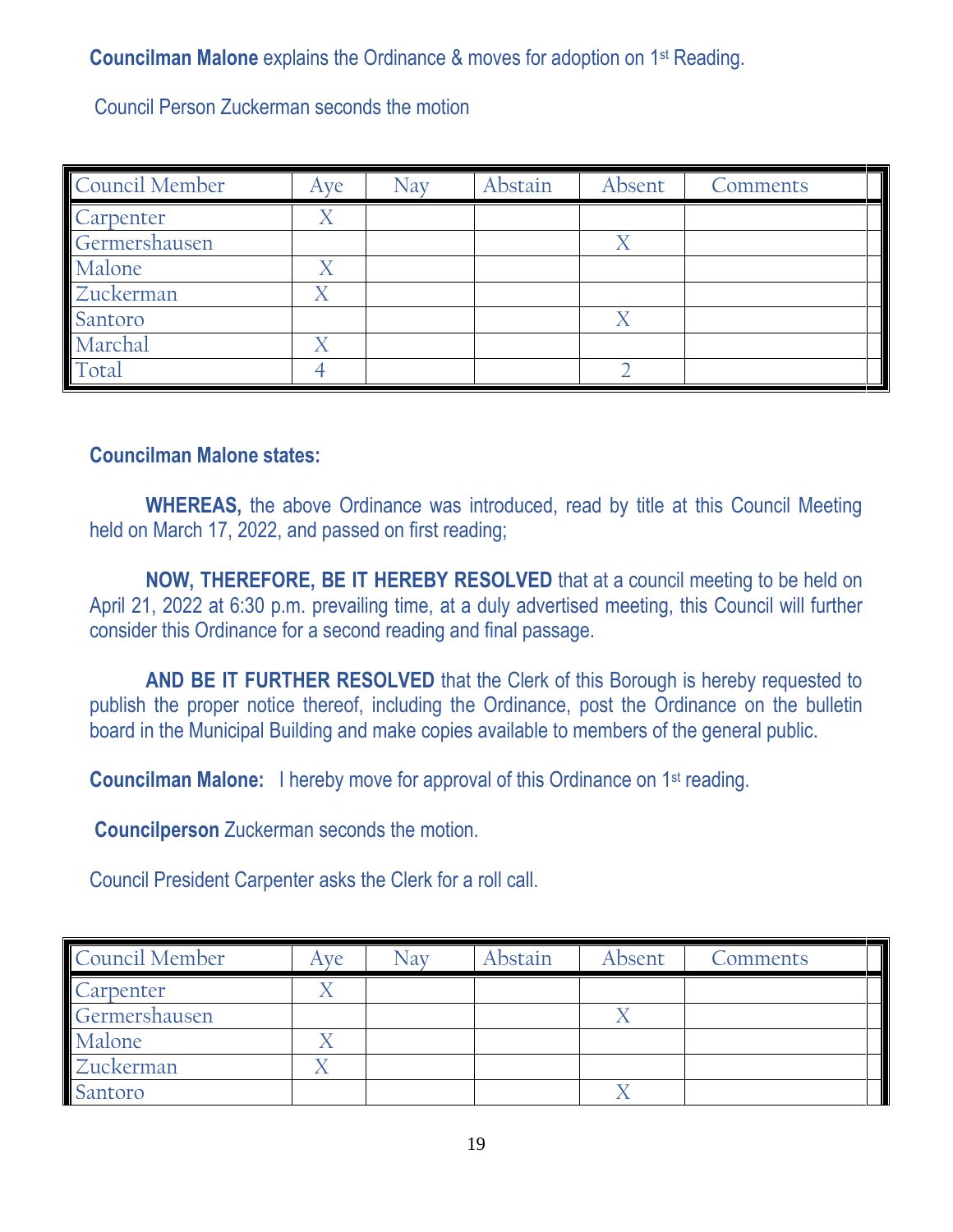**Councilman Malone** explains the Ordinance & moves for adoption on 1st Reading.

Council Person Zuckerman seconds the motion

| Council Member | Aye | Nay | Abstain | Absent | Comments |
|---|---|---|---|---|---|
| Carpenter | X | | | | |
| Germershausen | | | | X | |
| Malone | X | | | | |
| Zuckerman | X | | | | |
| Santoro | | | | X | |
| Marchal | X | | | | |
| Total | 4 | | | 2 | |

**Councilman Malone states:**

**WHEREAS,** the above Ordinance was introduced, read by title at this Council Meeting held on March 17, 2022, and passed on first reading;

**NOW, THEREFORE, BE IT HEREBY RESOLVED** that at a council meeting to be held on April 21, 2022 at 6:30 p.m. prevailing time, at a duly advertised meeting, this Council will further consider this Ordinance for a second reading and final passage.

**AND BE IT FURTHER RESOLVED** that the Clerk of this Borough is hereby requested to publish the proper notice thereof, including the Ordinance, post the Ordinance on the bulletin board in the Municipal Building and make copies available to members of the general public.

**Councilman Malone:** I hereby move for approval of this Ordinance on 1st reading.

**Councilperson** Zuckerman seconds the motion.

Council President Carpenter asks the Clerk for a roll call.

| Council Member | Aye | Nay | Abstain | Absent | Comments |
|---|---|---|---|---|---|
| Carpenter | X | | | | |
| Germershausen | | | | X | |
| Malone | X | | | | |
| Zuckerman | X | | | | |
| Santoro | | | | X | |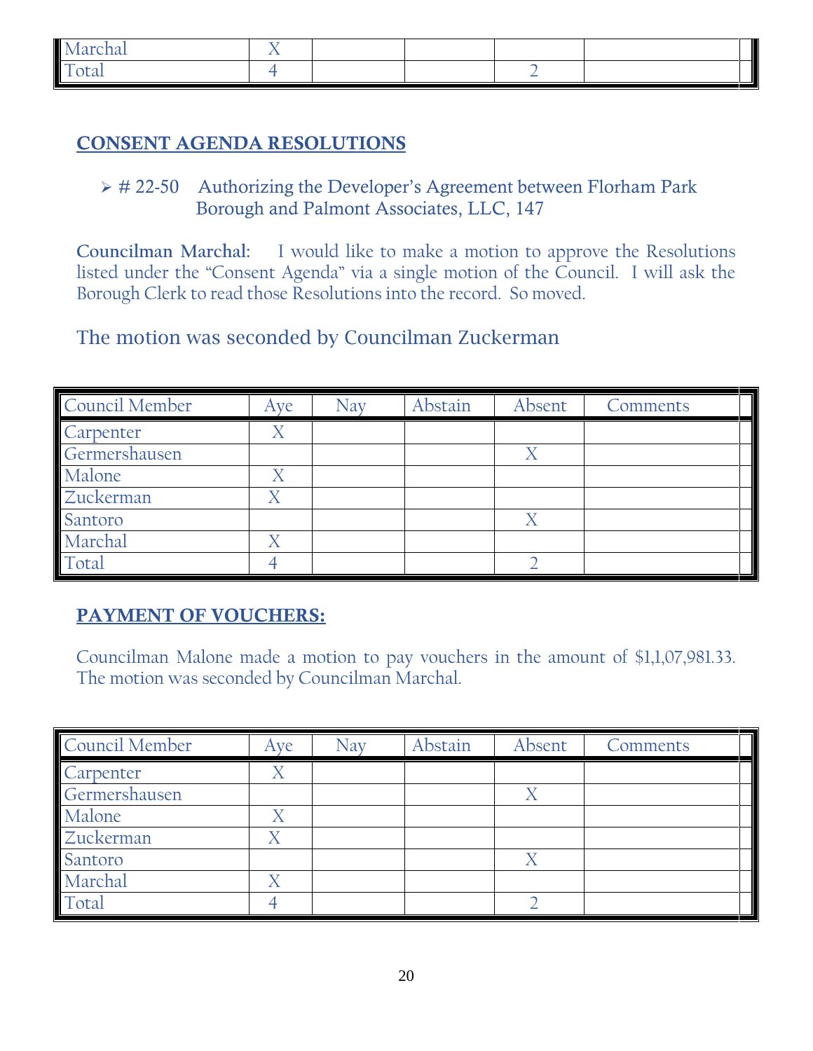| Marchal | X | | | | |
|---|---|---|---|---|---|
| Total | 4 | | | 2 | |

**CONSENT AGENDA RESOLUTIONS**

- # 22-50 Authorizing the Developer's Agreement between Florham Park Borough and Palmont Associates, LLC, 147

**Councilman Marchal:** I would like to make a motion to approve the Resolutions listed under the "Consent Agenda" via a single motion of the Council. I will ask the Borough Clerk to read those Resolutions into the record. So moved.

The motion was seconded by Councilman Zuckerman

| Council Member | Aye | Nay | Abstain | Absent | Comments |
|---|---|---|---|---|---|
| Carpenter | X | | | | |
| Germershausen | | | | X | |
| Malone | X | | | | |
| Zuckerman | X | | | | |
| Santoro | | | | X | |
| Marchal | X | | | | |
| Total | 4 | | | 2 | |

**PAYMENT OF VOUCHERS:**

Councilman Malone made a motion to pay vouchers in the amount of $1,1,07,981.33. The motion was seconded by Councilman Marchal.

| Council Member | Aye | Nay | Abstain | Absent | Comments |
|---|---|---|---|---|---|
| Carpenter | X | | | | |
| Germershausen | | | | X | |
| Malone | X | | | | |
| Zuckerman | X | | | | |
| Santoro | | | | X | |
| Marchal | X | | | | |
| Total | 4 | | | 2 | |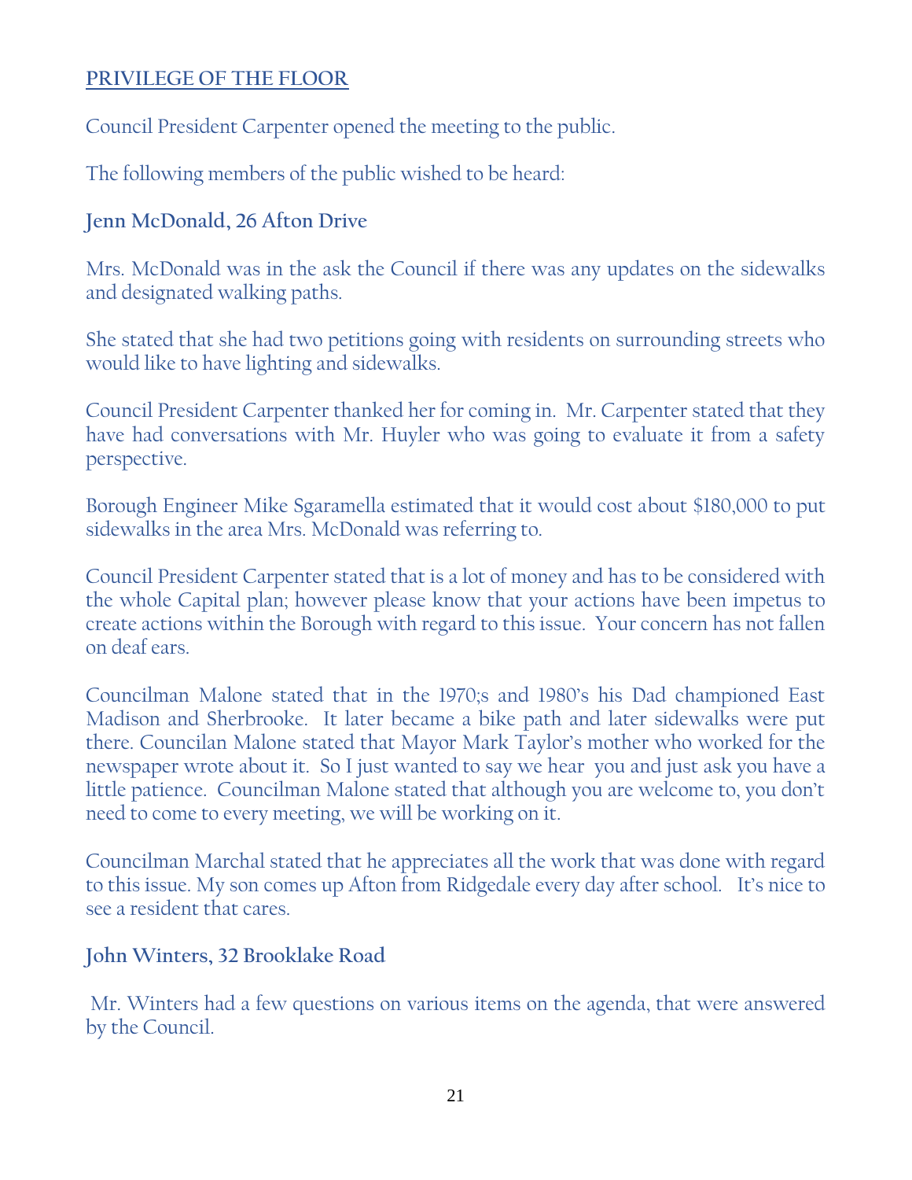## PRIVILEGE OF THE FLOOR

Council President Carpenter opened the meeting to the public.

The following members of the public wished to be heard:

**Jenn McDonald, 26 Afton Drive**

Mrs. McDonald was in the ask the Council if there was any updates on the sidewalks and designated walking paths.

She stated that she had two petitions going with residents on surrounding streets who would like to have lighting and sidewalks.

Council President Carpenter thanked her for coming in. Mr. Carpenter stated that they have had conversations with Mr. Huyler who was going to evaluate it from a safety perspective.

Borough Engineer Mike Sgaramella estimated that it would cost about $180,000 to put sidewalks in the area Mrs. McDonald was referring to.

Council President Carpenter stated that is a lot of money and has to be considered with the whole Capital plan; however please know that your actions have been impetus to create actions within the Borough with regard to this issue. Your concern has not fallen on deaf ears.

Councilman Malone stated that in the 1970;s and 1980's his Dad championed East Madison and Sherbrooke. It later became a bike path and later sidewalks were put there. Councilan Malone stated that Mayor Mark Taylor's mother who worked for the newspaper wrote about it. So I just wanted to say we hear you and just ask you have a little patience. Councilman Malone stated that although you are welcome to, you don't need to come to every meeting, we will be working on it.

Councilman Marchal stated that he appreciates all the work that was done with regard to this issue. My son comes up Afton from Ridgedale every day after school. It's nice to see a resident that cares.

**John Winters, 32 Brooklake Road**

Mr. Winters had a few questions on various items on the agenda, that were answered by the Council.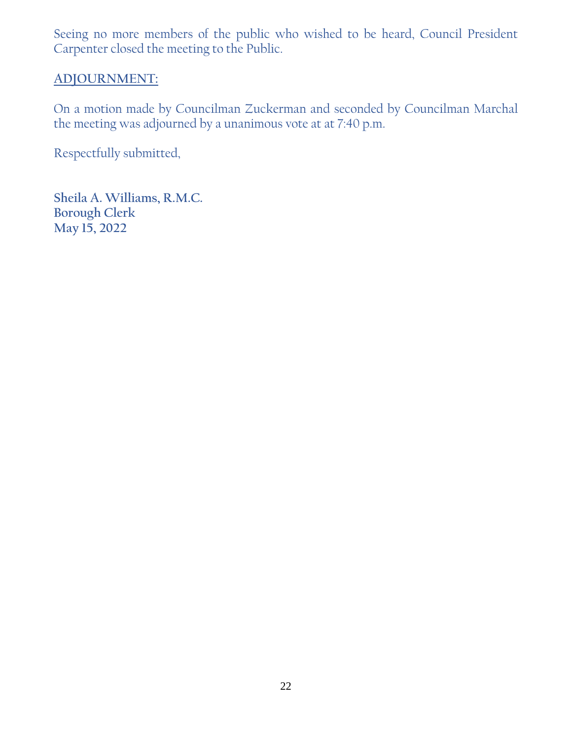Seeing no more members of the public who wished to be heard, Council President Carpenter closed the meeting to the Public.

## ADJOURNMENT:

On a motion made by Councilman Zuckerman and seconded by Councilman Marchal the meeting was adjourned by a unanimous vote at at 7:40 p.m.

Respectfully submitted,

**Sheila A. Williams, R.M.C.**
**Borough Clerk**
**May 15, 2022**